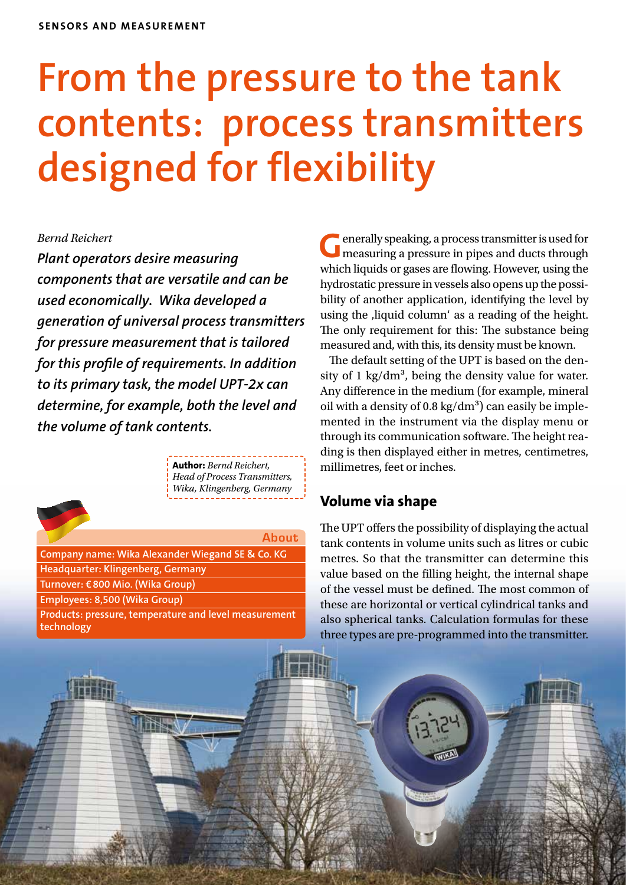# From the pressure to the tank contents: process transmitters designed for flexibility

*Bernd Reichert*

***Plant operators desire measuring components that are versatile and can be used economically. Wika developed a generation of universal process transmitters for pressure measurement that is tailored for this profile of requirements. In addition to its primary task, the model UPT-2x can determine, for example, both the level and the volume of tank contents.***

**Author:** *Bernd Reichert, Head of Process Transmitters, Wika, Klingenberg, Germany*

**About**

Company name: Wika Alexander Wiegand SE & Co. KG
Headquarter: Klingenberg, Germany
Turnover: € 800 Mio. (Wika Group)
Employees: 8,500 (Wika Group)
Products: pressure, temperature and level measurement technology

Generally speaking, a process transmitter is used for measuring a pressure in pipes and ducts through which liquids or gases are flowing. However, using the hydrostatic pressure in vessels also opens up the possibility of another application, identifying the level by using the ‚liquid column' as a reading of the height. The only requirement for this: The substance being measured and, with this, its density must be known.

The default setting of the UPT is based on the density of 1 kg/dm³, being the density value for water. Any difference in the medium (for example, mineral oil with a density of 0.8 kg/dm³) can easily be implemented in the instrument via the display menu or through its communication software. The height reading is then displayed either in metres, centimetres, millimetres, feet or inches.

## Volume via shape

The UPT offers the possibility of displaying the actual tank contents in volume units such as litres or cubic metres. So that the transmitter can determine this value based on the filling height, the internal shape of the vessel must be defined. The most common of these are horizontal or vertical cylindrical tanks and also spherical tanks. Calculation formulas for these three types are pre-programmed into the transmitter.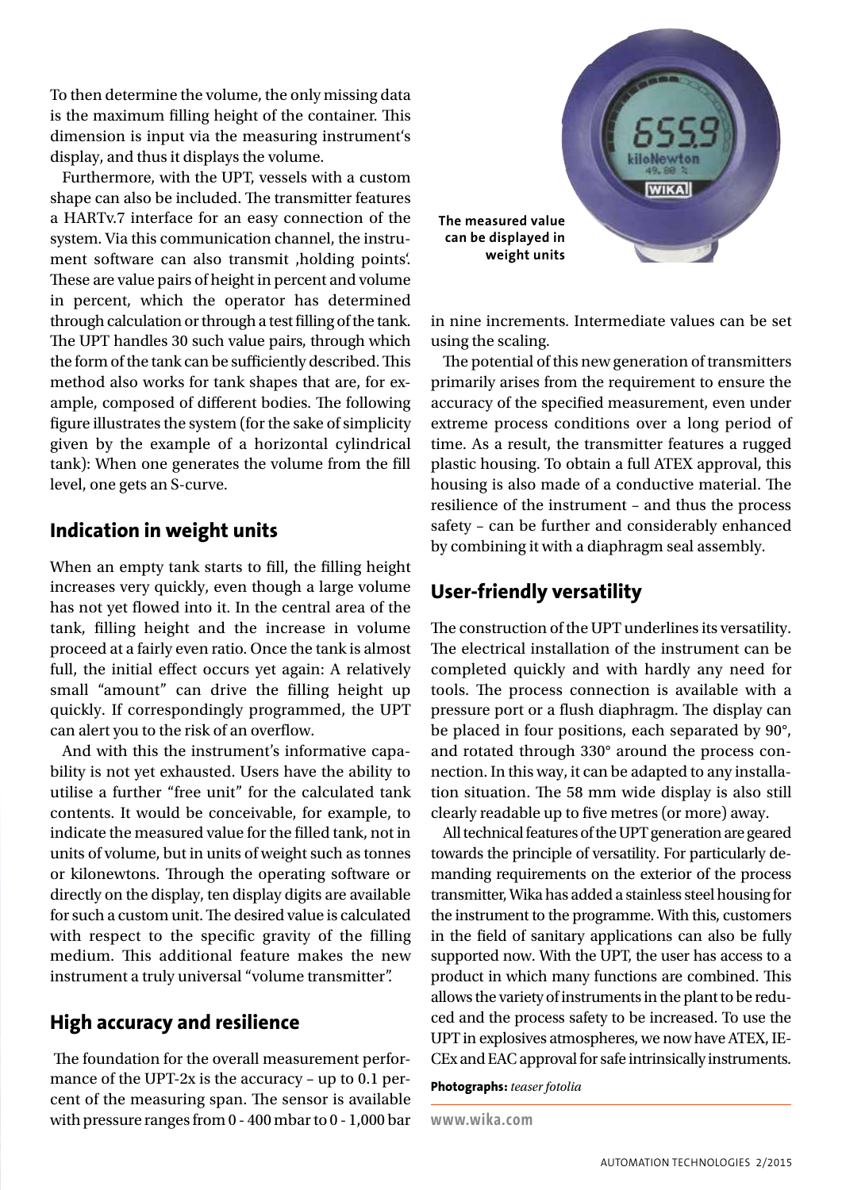To then determine the volume, the only missing data is the maximum filling height of the container. This dimension is input via the measuring instrument's display, and thus it displays the volume.

Furthermore, with the UPT, vessels with a custom shape can also be included. The transmitter features a HARTv.7 interface for an easy connection of the system. Via this communication channel, the instrument software can also transmit ,holding points'. These are value pairs of height in percent and volume in percent, which the operator has determined through calculation or through a test filling of the tank. The UPT handles 30 such value pairs, through which the form of the tank can be sufficiently described. This method also works for tank shapes that are, for example, composed of different bodies. The following figure illustrates the system (for the sake of simplicity given by the example of a horizontal cylindrical tank): When one generates the volume from the fill level, one gets an S-curve.

## Indication in weight units

When an empty tank starts to fill, the filling height increases very quickly, even though a large volume has not yet flowed into it. In the central area of the tank, filling height and the increase in volume proceed at a fairly even ratio. Once the tank is almost full, the initial effect occurs yet again: A relatively small "amount" can drive the filling height up quickly. If correspondingly programmed, the UPT can alert you to the risk of an overflow.

And with this the instrument's informative capability is not yet exhausted. Users have the ability to utilise a further "free unit" for the calculated tank contents. It would be conceivable, for example, to indicate the measured value for the filled tank, not in units of volume, but in units of weight such as tonnes or kilonewtons. Through the operating software or directly on the display, ten display digits are available for such a custom unit. The desired value is calculated with respect to the specific gravity of the filling medium. This additional feature makes the new instrument a truly universal "volume transmitter".

## High accuracy and resilience

The foundation for the overall measurement performance of the UPT-2x is the accuracy – up to 0.1 percent of the measuring span. The sensor is available with pressure ranges from 0 - 400 mbar to 0 - 1,000 bar in nine increments. Intermediate values can be set using the scaling.

**The measured value can be displayed in weight units**

The potential of this new generation of transmitters primarily arises from the requirement to ensure the accuracy of the specified measurement, even under extreme process conditions over a long period of time. As a result, the transmitter features a rugged plastic housing. To obtain a full ATEX approval, this housing is also made of a conductive material. The resilience of the instrument – and thus the process safety – can be further and considerably enhanced by combining it with a diaphragm seal assembly.

## User-friendly versatility

The construction of the UPT underlines its versatility. The electrical installation of the instrument can be completed quickly and with hardly any need for tools. The process connection is available with a pressure port or a flush diaphragm. The display can be placed in four positions, each separated by 90°, and rotated through 330° around the process connection. In this way, it can be adapted to any installation situation. The 58 mm wide display is also still clearly readable up to five metres (or more) away.

All technical features of the UPT generation are geared towards the principle of versatility. For particularly demanding requirements on the exterior of the process transmitter, Wika has added a stainless steel housing for the instrument to the programme. With this, customers in the field of sanitary applications can also be fully supported now. With the UPT, the user has access to a product in which many functions are combined. This allows the variety of instruments in the plant to be reduced and the process safety to be increased. To use the UPT in explosives atmospheres, we now have ATEX, IECEx and EAC approval for safe intrinsically instruments.

**Photographs:** *teaser fotolia*

www.wika.com